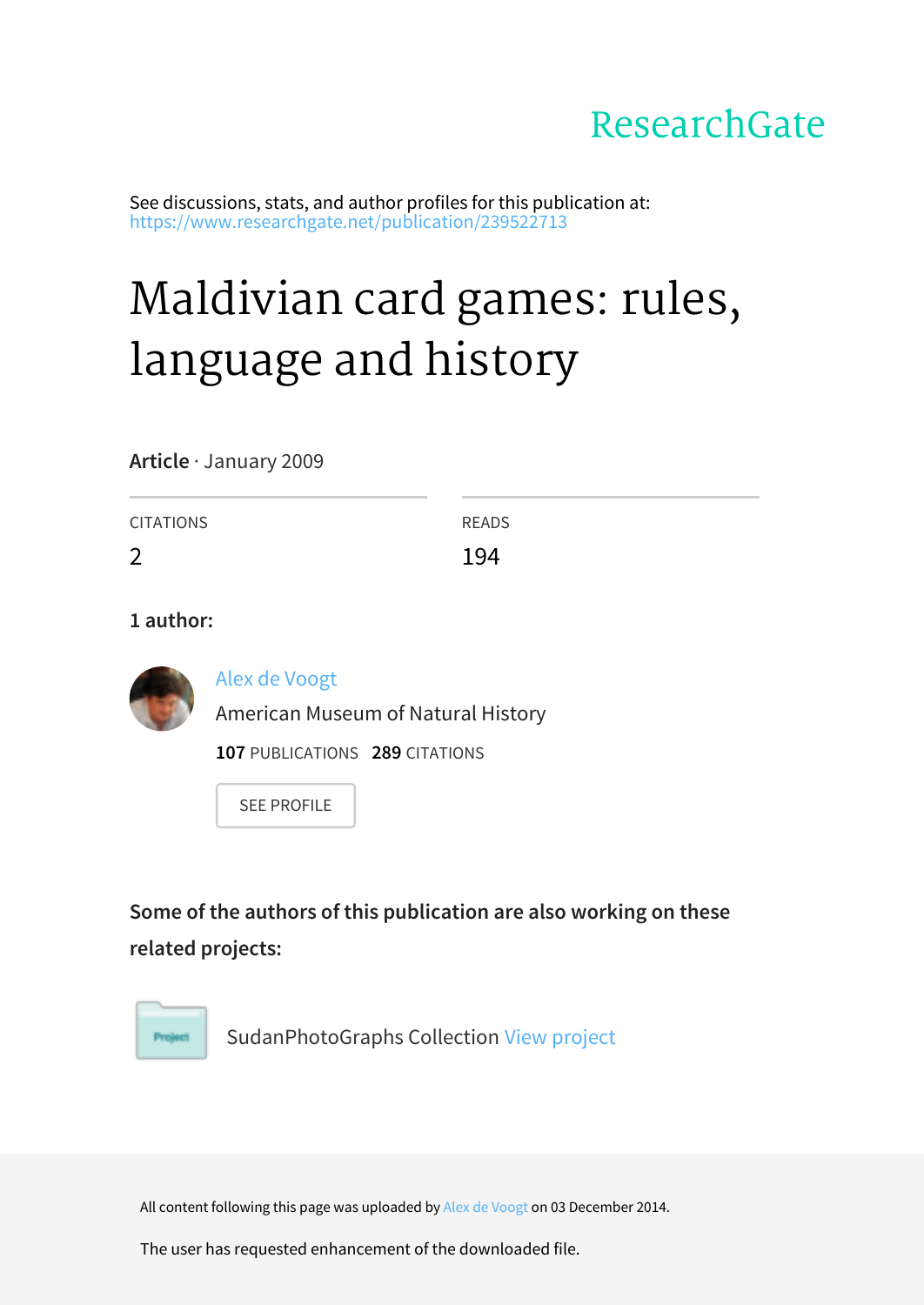ResearchGate

See discussions, stats, and author profiles for this publication at: https://www.researchgate.net/publication/239522713

# Maldivian card games: rules, language and history

**Article** · January 2009

| CITATIONS | READS |
| --- | --- |
| 2 | 194 |

**1 author:**

Alex de Voogt
American Museum of Natural History
**107** PUBLICATIONS **289** CITATIONS

SEE PROFILE

**Some of the authors of this publication are also working on these related projects:**

SudanPhotoGraphs Collection View project

All content following this page was uploaded by Alex de Voogt on 03 December 2014.

The user has requested enhancement of the downloaded file.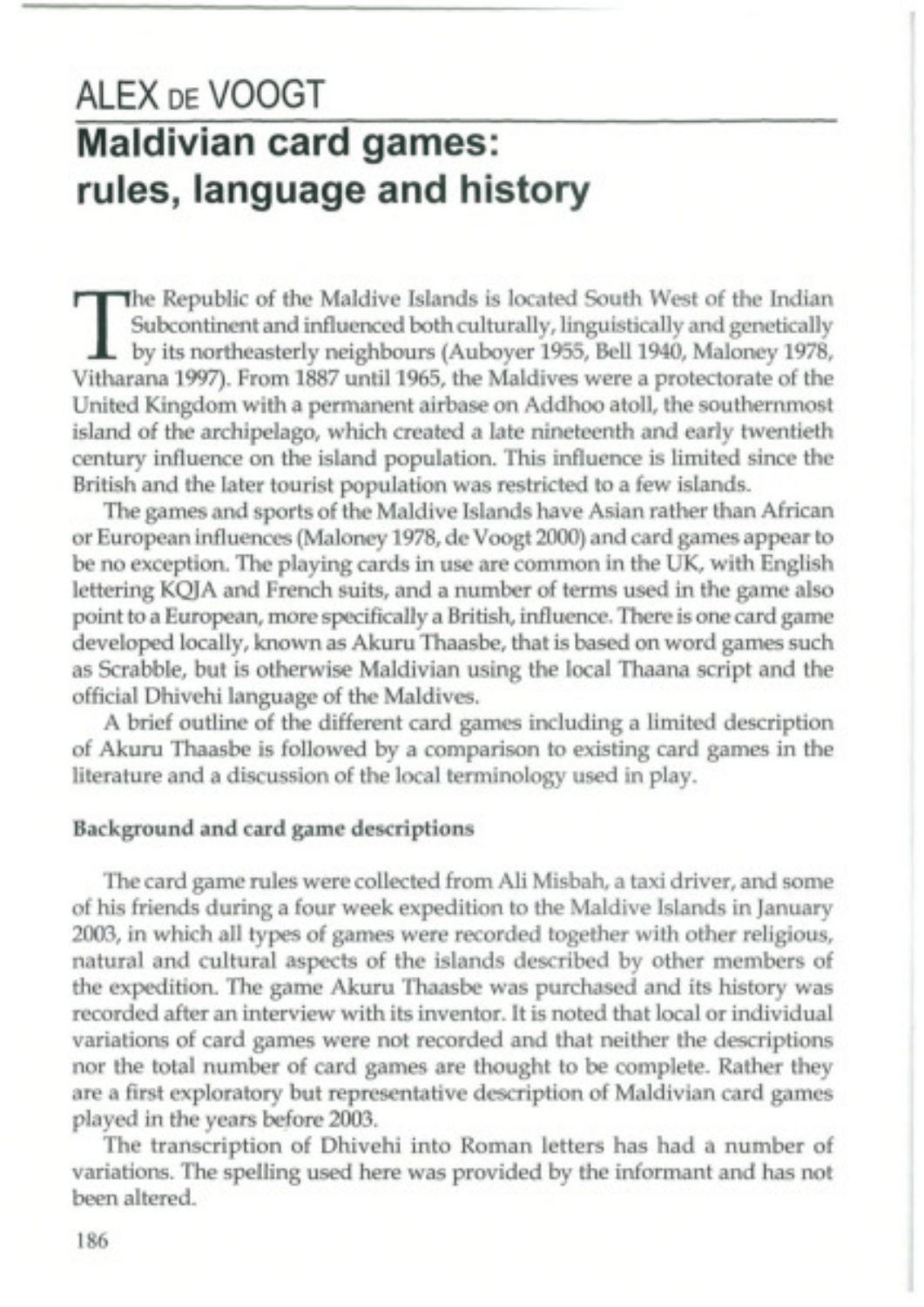# ALEX DE VOOGT

## Maldivian card games: rules, language and history

The Republic of the Maldive Islands is located South West of the Indian Subcontinent and influenced both culturally, linguistically and genetically by its northeasterly neighbours (Auboyer 1955, Bell 1940, Maloney 1978, Vitharana 1997). From 1887 until 1965, the Maldives were a protectorate of the United Kingdom with a permanent airbase on Addhoo atoll, the southernmost island of the archipelago, which created a late nineteenth and early twentieth century influence on the island population. This influence is limited since the British and the later tourist population was restricted to a few islands.

The games and sports of the Maldive Islands have Asian rather than African or European influences (Maloney 1978, de Voogt 2000) and card games appear to be no exception. The playing cards in use are common in the UK, with English lettering KQJA and French suits, and a number of terms used in the game also point to a European, more specifically a British, influence. There is one card game developed locally, known as Akuru Thaasbe, that is based on word games such as Scrabble, but is otherwise Maldivian using the local Thaana script and the official Dhivehi language of the Maldives.

A brief outline of the different card games including a limited description of Akuru Thaasbe is followed by a comparison to existing card games in the literature and a discussion of the local terminology used in play.

### Background and card game descriptions

The card game rules were collected from Ali Misbah, a taxi driver, and some of his friends during a four week expedition to the Maldive Islands in January 2003, in which all types of games were recorded together with other religious, natural and cultural aspects of the islands described by other members of the expedition. The game Akuru Thaasbe was purchased and its history was recorded after an interview with its inventor. It is noted that local or individual variations of card games were not recorded and that neither the descriptions nor the total number of card games are thought to be complete. Rather they are a first exploratory but representative description of Maldivian card games played in the years before 2003.

The transcription of Dhivehi into Roman letters has had a number of variations. The spelling used here was provided by the informant and has not been altered.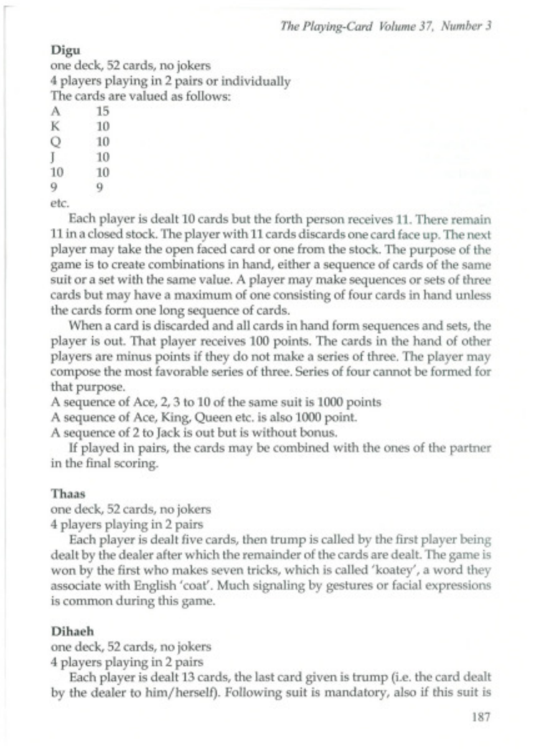**Digu**

one deck, 52 cards, no jokers
4 players playing in 2 pairs or individually
The cards are valued as follows:

| | |
|---|---|
| A | 15 |
| K | 10 |
| Q | 10 |
| J | 10 |
| 10 | 10 |
| 9 | 9 |

etc.

Each player is dealt 10 cards but the forth person receives 11. There remain 11 in a closed stock. The player with 11 cards discards one card face up. The next player may take the open faced card or one from the stock. The purpose of the game is to create combinations in hand, either a sequence of cards of the same suit or a set with the same value. A player may make sequences or sets of three cards but may have a maximum of one consisting of four cards in hand unless the cards form one long sequence of cards.

When a card is discarded and all cards in hand form sequences and sets, the player is out. That player receives 100 points. The cards in the hand of other players are minus points if they do not make a series of three. The player may compose the most favorable series of three. Series of four cannot be formed for that purpose.

A sequence of Ace, 2, 3 to 10 of the same suit is 1000 points
A sequence of Ace, King, Queen etc. is also 1000 point.
A sequence of 2 to Jack is out but is without bonus.

If played in pairs, the cards may be combined with the ones of the partner in the final scoring.

**Thaas**

one deck, 52 cards, no jokers
4 players playing in 2 pairs

Each player is dealt five cards, then trump is called by the first player being dealt by the dealer after which the remainder of the cards are dealt. The game is won by the first who makes seven tricks, which is called 'koatey', a word they associate with English 'coat'. Much signaling by gestures or facial expressions is common during this game.

**Dihaeh**

one deck, 52 cards, no jokers
4 players playing in 2 pairs

Each player is dealt 13 cards, the last card given is trump (i.e. the card dealt by the dealer to him/herself). Following suit is mandatory, also if this suit is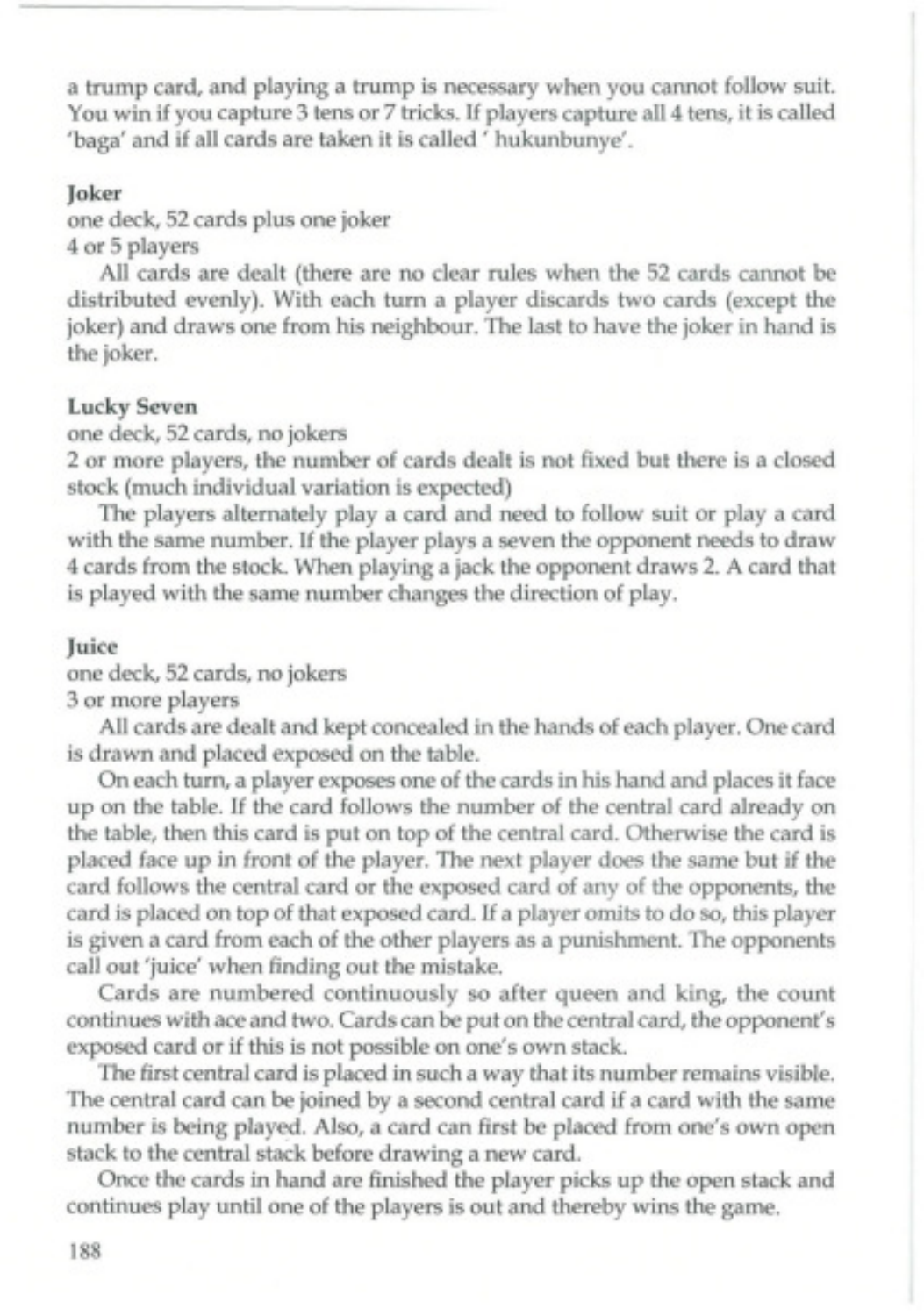a trump card, and playing a trump is necessary when you cannot follow suit. You win if you capture 3 tens or 7 tricks. If players capture all 4 tens, it is called 'baga' and if all cards are taken it is called ' hukunbunye'.

**Joker**

one deck, 52 cards plus one joker

4 or 5 players

All cards are dealt (there are no clear rules when the 52 cards cannot be distributed evenly). With each turn a player discards two cards (except the joker) and draws one from his neighbour. The last to have the joker in hand is the joker.

**Lucky Seven**

one deck, 52 cards, no jokers

2 or more players, the number of cards dealt is not fixed but there is a closed stock (much individual variation is expected)

The players alternately play a card and need to follow suit or play a card with the same number. If the player plays a seven the opponent needs to draw 4 cards from the stock. When playing a jack the opponent draws 2. A card that is played with the same number changes the direction of play.

**Juice**

one deck, 52 cards, no jokers

3 or more players

All cards are dealt and kept concealed in the hands of each player. One card is drawn and placed exposed on the table.

On each turn, a player exposes one of the cards in his hand and places it face up on the table. If the card follows the number of the central card already on the table, then this card is put on top of the central card. Otherwise the card is placed face up in front of the player. The next player does the same but if the card follows the central card or the exposed card of any of the opponents, the card is placed on top of that exposed card. If a player omits to do so, this player is given a card from each of the other players as a punishment. The opponents call out 'juice' when finding out the mistake.

Cards are numbered continuously so after queen and king, the count continues with ace and two. Cards can be put on the central card, the opponent's exposed card or if this is not possible on one's own stack.

The first central card is placed in such a way that its number remains visible. The central card can be joined by a second central card if a card with the same number is being played. Also, a card can first be placed from one's own open stack to the central stack before drawing a new card.

Once the cards in hand are finished the player picks up the open stack and continues play until one of the players is out and thereby wins the game.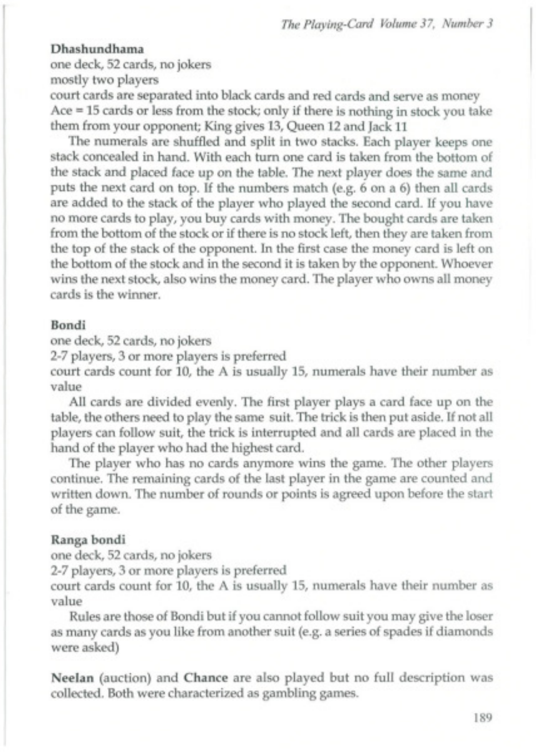**Dhashundhama**

one deck, 52 cards, no jokers
mostly two players
court cards are separated into black cards and red cards and serve as money
Ace = 15 cards or less from the stock; only if there is nothing in stock you take them from your opponent; King gives 13, Queen 12 and Jack 11

The numerals are shuffled and split in two stacks. Each player keeps one stack concealed in hand. With each turn one card is taken from the bottom of the stack and placed face up on the table. The next player does the same and puts the next card on top. If the numbers match (e.g. 6 on a 6) then all cards are added to the stack of the player who played the second card. If you have no more cards to play, you buy cards with money. The bought cards are taken from the bottom of the stock or if there is no stock left, then they are taken from the top of the stack of the opponent. In the first case the money card is left on the bottom of the stock and in the second it is taken by the opponent. Whoever wins the next stock, also wins the money card. The player who owns all money cards is the winner.

**Bondi**

one deck, 52 cards, no jokers
2-7 players, 3 or more players is preferred
court cards count for 10, the A is usually 15, numerals have their number as value

All cards are divided evenly. The first player plays a card face up on the table, the others need to play the same suit. The trick is then put aside. If not all players can follow suit, the trick is interrupted and all cards are placed in the hand of the player who had the highest card.

The player who has no cards anymore wins the game. The other players continue. The remaining cards of the last player in the game are counted and written down. The number of rounds or points is agreed upon before the start of the game.

**Ranga bondi**

one deck, 52 cards, no jokers
2-7 players, 3 or more players is preferred
court cards count for 10, the A is usually 15, numerals have their number as value

Rules are those of Bondi but if you cannot follow suit you may give the loser as many cards as you like from another suit (e.g. a series of spades if diamonds were asked)

**Neelan** (auction) and **Chance** are also played but no full description was collected. Both were characterized as gambling games.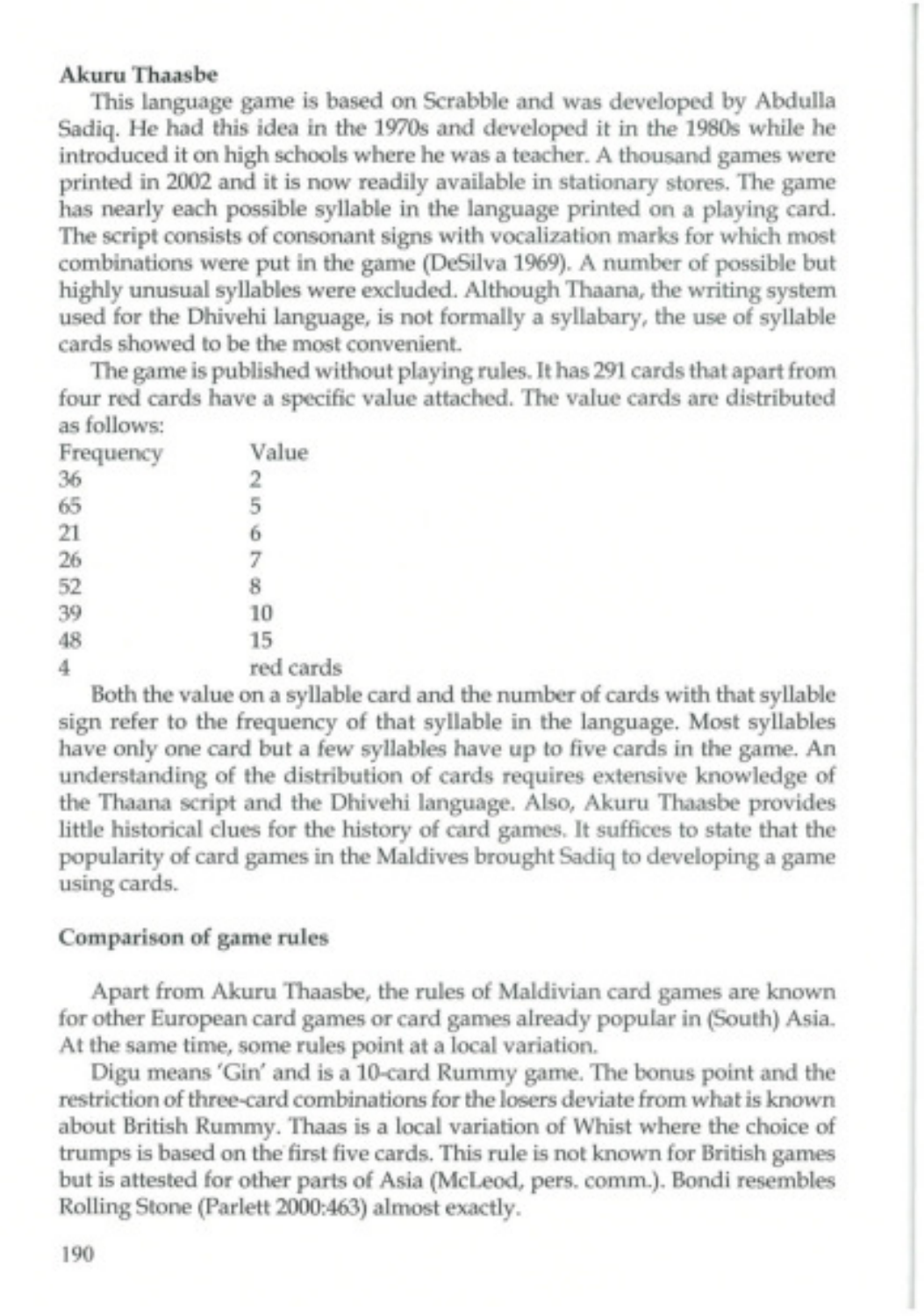**Akuru Thaasbe**

This language game is based on Scrabble and was developed by Abdulla Sadiq. He had this idea in the 1970s and developed it in the 1980s while he introduced it on high schools where he was a teacher. A thousand games were printed in 2002 and it is now readily available in stationary stores. The game has nearly each possible syllable in the language printed on a playing card. The script consists of consonant signs with vocalization marks for which most combinations were put in the game (DeSilva 1969). A number of possible but highly unusual syllables were excluded. Although Thaana, the writing system used for the Dhivehi language, is not formally a syllabary, the use of syllable cards showed to be the most convenient.

The game is published without playing rules. It has 291 cards that apart from four red cards have a specific value attached. The value cards are distributed as follows:

| Frequency | Value |
|---|---|
| 36 | 2 |
| 65 | 5 |
| 21 | 6 |
| 26 | 7 |
| 52 | 8 |
| 39 | 10 |
| 48 | 15 |
| 4 | red cards |

Both the value on a syllable card and the number of cards with that syllable sign refer to the frequency of that syllable in the language. Most syllables have only one card but a few syllables have up to five cards in the game. An understanding of the distribution of cards requires extensive knowledge of the Thaana script and the Dhivehi language. Also, Akuru Thaasbe provides little historical clues for the history of card games. It suffices to state that the popularity of card games in the Maldives brought Sadiq to developing a game using cards.

**Comparison of game rules**

Apart from Akuru Thaasbe, the rules of Maldivian card games are known for other European card games or card games already popular in (South) Asia. At the same time, some rules point at a local variation.

Digu means 'Gin' and is a 10-card Rummy game. The bonus point and the restriction of three-card combinations for the losers deviate from what is known about British Rummy. Thaas is a local variation of Whist where the choice of trumps is based on the first five cards. This rule is not known for British games but is attested for other parts of Asia (McLeod, pers. comm.). Bondi resembles Rolling Stone (Parlett 2000:463) almost exactly.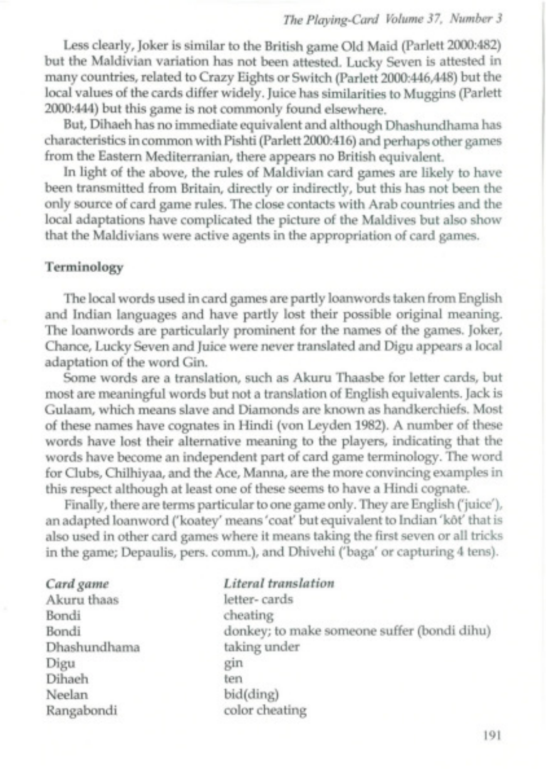Less clearly, Joker is similar to the British game Old Maid (Parlett 2000:482) but the Maldivian variation has not been attested. Lucky Seven is attested in many countries, related to Crazy Eights or Switch (Parlett 2000:446,448) but the local values of the cards differ widely. Juice has similarities to Muggins (Parlett 2000:444) but this game is not commonly found elsewhere.

But, Dihaeh has no immediate equivalent and although Dhashundhama has characteristics in common with Pishti (Parlett 2000:416) and perhaps other games from the Eastern Mediterranian, there appears no British equivalent.

In light of the above, the rules of Maldivian card games are likely to have been transmitted from Britain, directly or indirectly, but this has not been the only source of card game rules. The close contacts with Arab countries and the local adaptations have complicated the picture of the Maldives but also show that the Maldivians were active agents in the appropriation of card games.

## Terminology

The local words used in card games are partly loanwords taken from English and Indian languages and have partly lost their possible original meaning. The loanwords are particularly prominent for the names of the games. Joker, Chance, Lucky Seven and Juice were never translated and Digu appears a local adaptation of the word Gin.

Some words are a translation, such as Akuru Thaasbe for letter cards, but most are meaningful words but not a translation of English equivalents. Jack is Gulaam, which means slave and Diamonds are known as handkerchiefs. Most of these names have cognates in Hindi (von Leyden 1982). A number of these words have lost their alternative meaning to the players, indicating that the words have become an independent part of card game terminology. The word for Clubs, Chilhiyaa, and the Ace, Manna, are the more convincing examples in this respect although at least one of these seems to have a Hindi cognate.

Finally, there are terms particular to one game only. They are English ('juice'), an adapted loanword ('koatey' means 'coat' but equivalent to Indian 'kôt' that is also used in other card games where it means taking the first seven or all tricks in the game; Depaulis, pers. comm.), and Dhivehi ('baga' or capturing 4 tens).

| *Card game* | *Literal translation* |
|---|---|
| Akuru thaas | letter- cards |
| Bondi | cheating |
| Bondi | donkey; to make someone suffer (bondi dihu) |
| Dhashundhama | taking under |
| Digu | gin |
| Dihaeh | ten |
| Neelan | bid(ding) |
| Rangabondi | color cheating |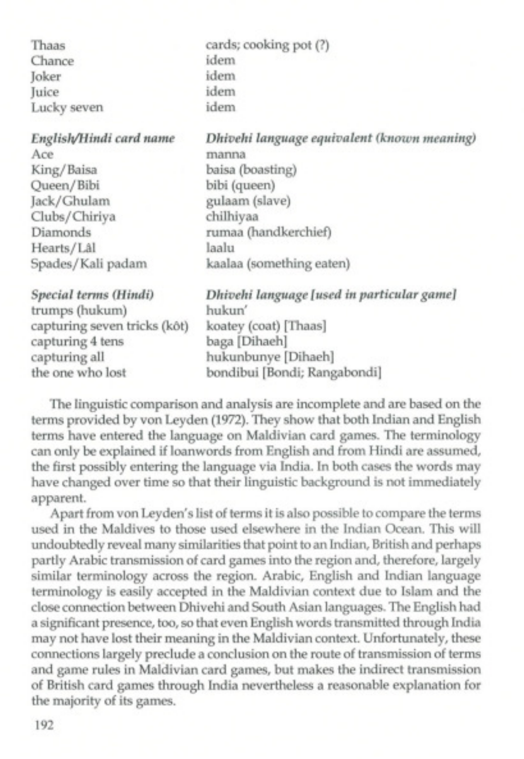| | |
|---|---|
| Thaas | cards; cooking pot (?) |
| Chance | idem |
| Joker | idem |
| Juice | idem |
| Lucky seven | idem |

| *English/Hindi card name* | *Dhivehi language equivalent (known meaning)* |
|---|---|
| Ace | manna |
| King/Baisa | baisa (boasting) |
| Queen/Bibi | bibi (queen) |
| Jack/Ghulam | gulaam (slave) |
| Clubs/Chiriya | chilhiyaa |
| Diamonds | rumaa (handkerchief) |
| Hearts/Lâl | laalu |
| Spades/Kali padam | kaalaa (something eaten) |

| *Special terms (Hindi)* | *Dhivehi language [used in particular game]* |
|---|---|
| trumps (hukum) | hukun' |
| capturing seven tricks (kôt) | koatey (coat) [Thaas] |
| capturing 4 tens | baga [Dihaeh] |
| capturing all | hukunbunye [Dihaeh] |
| the one who lost | bondibui [Bondi; Rangabondi] |

The linguistic comparison and analysis are incomplete and are based on the terms provided by von Leyden (1972). They show that both Indian and English terms have entered the language on Maldivian card games. The terminology can only be explained if loanwords from English and from Hindi are assumed, the first possibly entering the language via India. In both cases the words may have changed over time so that their linguistic background is not immediately apparent.

Apart from von Leyden's list of terms it is also possible to compare the terms used in the Maldives to those used elsewhere in the Indian Ocean. This will undoubtedly reveal many similarities that point to an Indian, British and perhaps partly Arabic transmission of card games into the region and, therefore, largely similar terminology across the region. Arabic, English and Indian language terminology is easily accepted in the Maldivian context due to Islam and the close connection between Dhivehi and South Asian languages. The English had a significant presence, too, so that even English words transmitted through India may not have lost their meaning in the Maldivian context. Unfortunately, these connections largely preclude a conclusion on the route of transmission of terms and game rules in Maldivian card games, but makes the indirect transmission of British card games through India nevertheless a reasonable explanation for the majority of its games.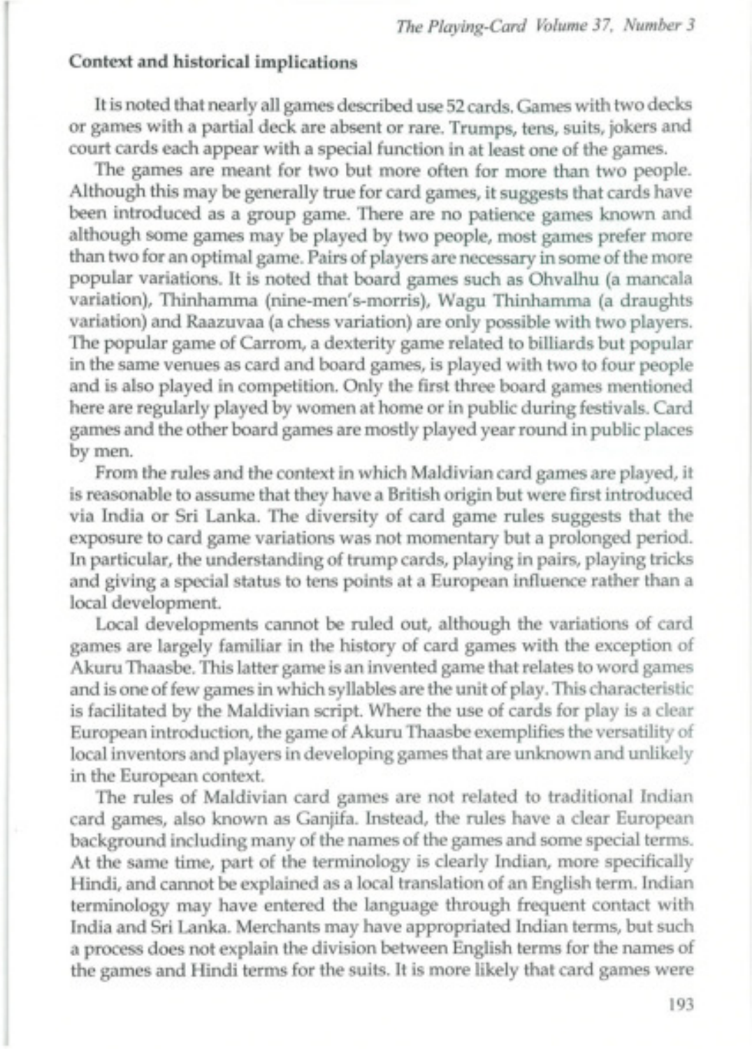**Context and historical implications**

It is noted that nearly all games described use 52 cards. Games with two decks or games with a partial deck are absent or rare. Trumps, tens, suits, jokers and court cards each appear with a special function in at least one of the games.

The games are meant for two but more often for more than two people. Although this may be generally true for card games, it suggests that cards have been introduced as a group game. There are no patience games known and although some games may be played by two people, most games prefer more than two for an optimal game. Pairs of players are necessary in some of the more popular variations. It is noted that board games such as Ohvalhu (a mancala variation), Thinhamma (nine-men's-morris), Wagu Thinhamma (a draughts variation) and Raazuvaa (a chess variation) are only possible with two players. The popular game of Carrom, a dexterity game related to billiards but popular in the same venues as card and board games, is played with two to four people and is also played in competition. Only the first three board games mentioned here are regularly played by women at home or in public during festivals. Card games and the other board games are mostly played year round in public places by men.

From the rules and the context in which Maldivian card games are played, it is reasonable to assume that they have a British origin but were first introduced via India or Sri Lanka. The diversity of card game rules suggests that the exposure to card game variations was not momentary but a prolonged period. In particular, the understanding of trump cards, playing in pairs, playing tricks and giving a special status to tens points at a European influence rather than a local development.

Local developments cannot be ruled out, although the variations of card games are largely familiar in the history of card games with the exception of Akuru Thaasbe. This latter game is an invented game that relates to word games and is one of few games in which syllables are the unit of play. This characteristic is facilitated by the Maldivian script. Where the use of cards for play is a clear European introduction, the game of Akuru Thaasbe exemplifies the versatility of local inventors and players in developing games that are unknown and unlikely in the European context.

The rules of Maldivian card games are not related to traditional Indian card games, also known as Ganjifa. Instead, the rules have a clear European background including many of the names of the games and some special terms. At the same time, part of the terminology is clearly Indian, more specifically Hindi, and cannot be explained as a local translation of an English term. Indian terminology may have entered the language through frequent contact with India and Sri Lanka. Merchants may have appropriated Indian terms, but such a process does not explain the division between English terms for the names of the games and Hindi terms for the suits. It is more likely that card games were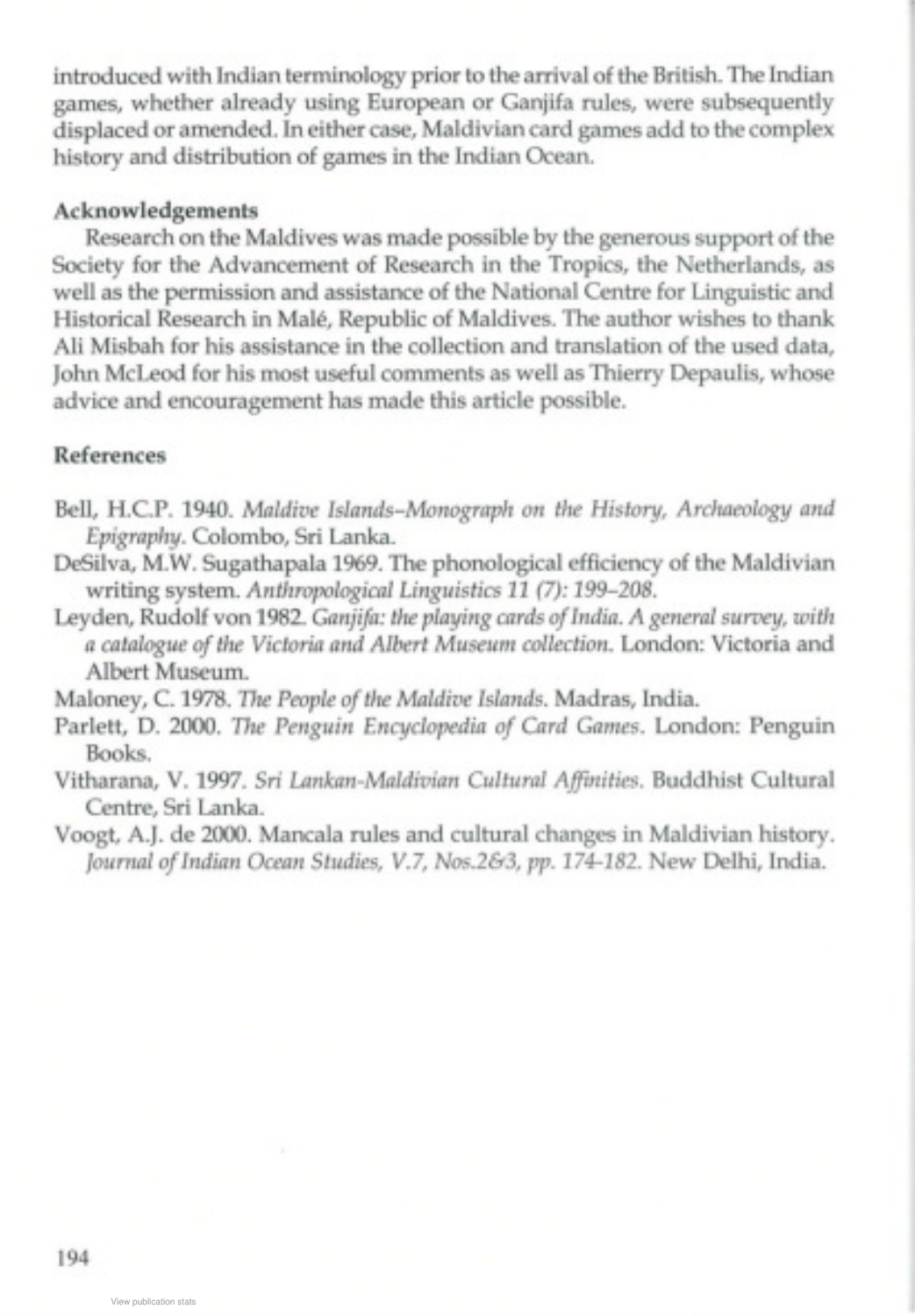introduced with Indian terminology prior to the arrival of the British. The Indian games, whether already using European or Ganjifa rules, were subsequently displaced or amended. In either case, Maldivian card games add to the complex history and distribution of games in the Indian Ocean.

### Acknowledgements

Research on the Maldives was made possible by the generous support of the Society for the Advancement of Research in the Tropics, the Netherlands, as well as the permission and assistance of the National Centre for Linguistic and Historical Research in Malé, Republic of Maldives. The author wishes to thank Ali Misbah for his assistance in the collection and translation of the used data, John McLeod for his most useful comments as well as Thierry Depaulis, whose advice and encouragement has made this article possible.

### References

Bell, H.C.P. 1940. *Maldive Islands–Monograph on the History, Archaeology and Epigraphy*. Colombo, Sri Lanka.

DeSilva, M.W. Sugathapala 1969. The phonological efficiency of the Maldivian writing system. *Anthropological Linguistics 11 (7): 199–208.*

Leyden, Rudolf von 1982. *Ganjifa: the playing cards of India. A general survey, with a catalogue of the Victoria and Albert Museum collection*. London: Victoria and Albert Museum.

Maloney, C. 1978. *The People of the Maldive Islands*. Madras, India.

Parlett, D. 2000. *The Penguin Encyclopedia of Card Games*. London: Penguin Books.

Vitharana, V. 1997. *Sri Lankan-Maldivian Cultural Affinities*. Buddhist Cultural Centre, Sri Lanka.

Voogt, A.J. de 2000. Mancala rules and cultural changes in Maldivian history. *Journal of Indian Ocean Studies, V.7, Nos.2&3, pp. 174-182.* New Delhi, India.